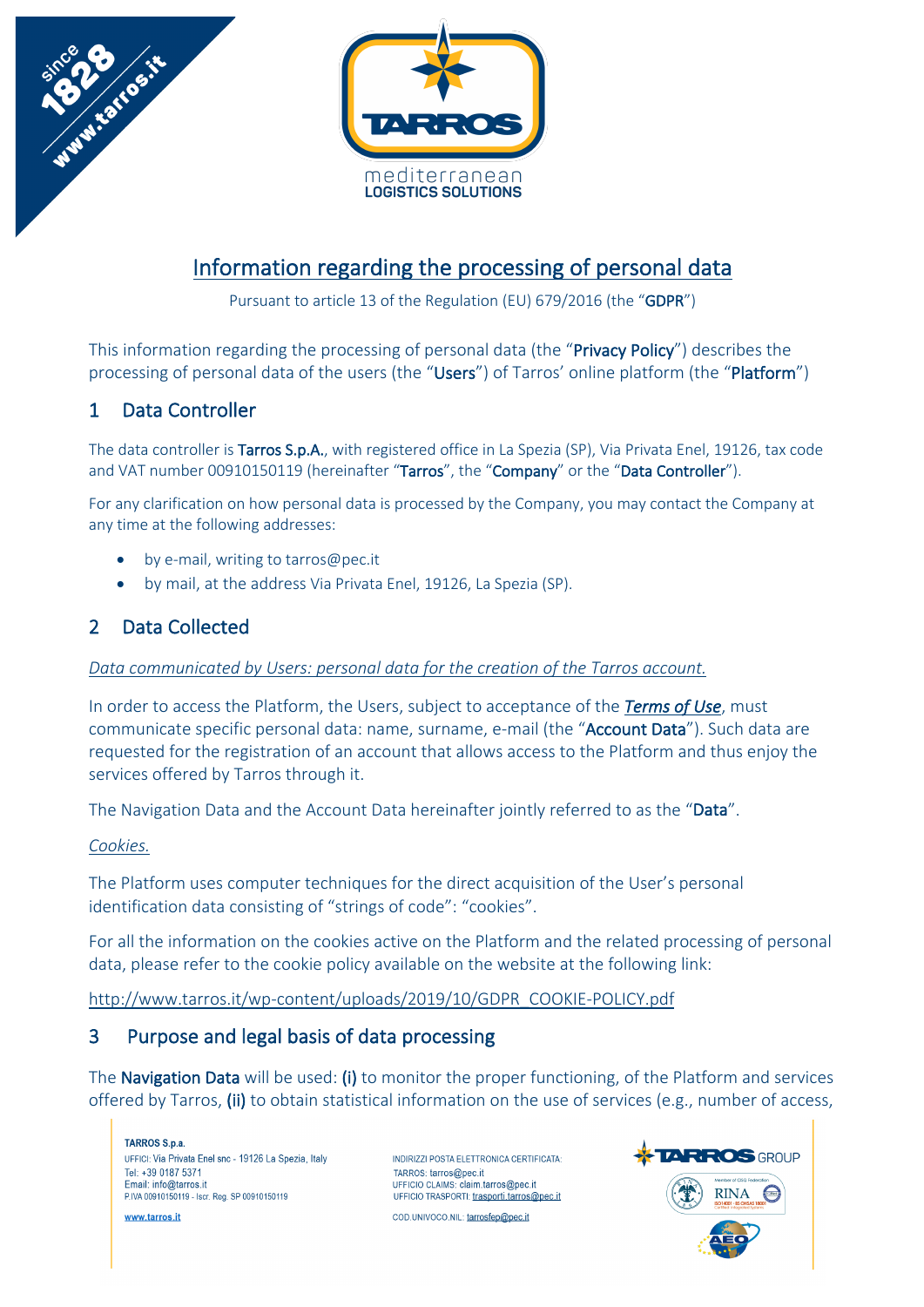# Information regarding the processing of personal data

Pursuant to article 13 of the Regulation (EU) 679/2016 (the "**GDPR**")

This information regarding the processing of personal data (the "**Privacy Policy**") describes the processing of personal data of the users (the "**Users**") of Tarros' online platform (the "**Platform**")

## 1 Data Controller

The data controller is **Tarros S.p.A.**, with registered office in La Spezia (SP), Via Privata Enel, 19126, tax code and VAT number 00910150119 (hereinafter "**Tarros**", the "**Company**" or the "**Data Controller**").

For any clarification on how personal data is processed by the Company, you may contact the Company at any time at the following addresses:

- by e-mail, writing to tarros@pec.it
- by mail, at the address Via Privata Enel, 19126, La Spezia (SP).

## 2 Data Collected

*Data communicated by Users: personal data for the creation of the Tarros account.*

In order to access the Platform, the Users, subject to acceptance of the ***Terms of Use***, must communicate specific personal data: name, surname, e-mail (the "**Account Data**"). Such data are requested for the registration of an account that allows access to the Platform and thus enjoy the services offered by Tarros through it.

The Navigation Data and the Account Data hereinafter jointly referred to as the "**Data**".

*Cookies.*

The Platform uses computer techniques for the direct acquisition of the User's personal identification data consisting of "strings of code": "cookies".

For all the information on the cookies active on the Platform and the related processing of personal data, please refer to the cookie policy available on the website at the following link:

http://www.tarros.it/wp-content/uploads/2019/10/GDPR_COOKIE-POLICY.pdf

## 3 Purpose and legal basis of data processing

The **Navigation Data** will be used: **(i)** to monitor the proper functioning, of the Platform and services offered by Tarros, **(ii)** to obtain statistical information on the use of services (e.g., number of access,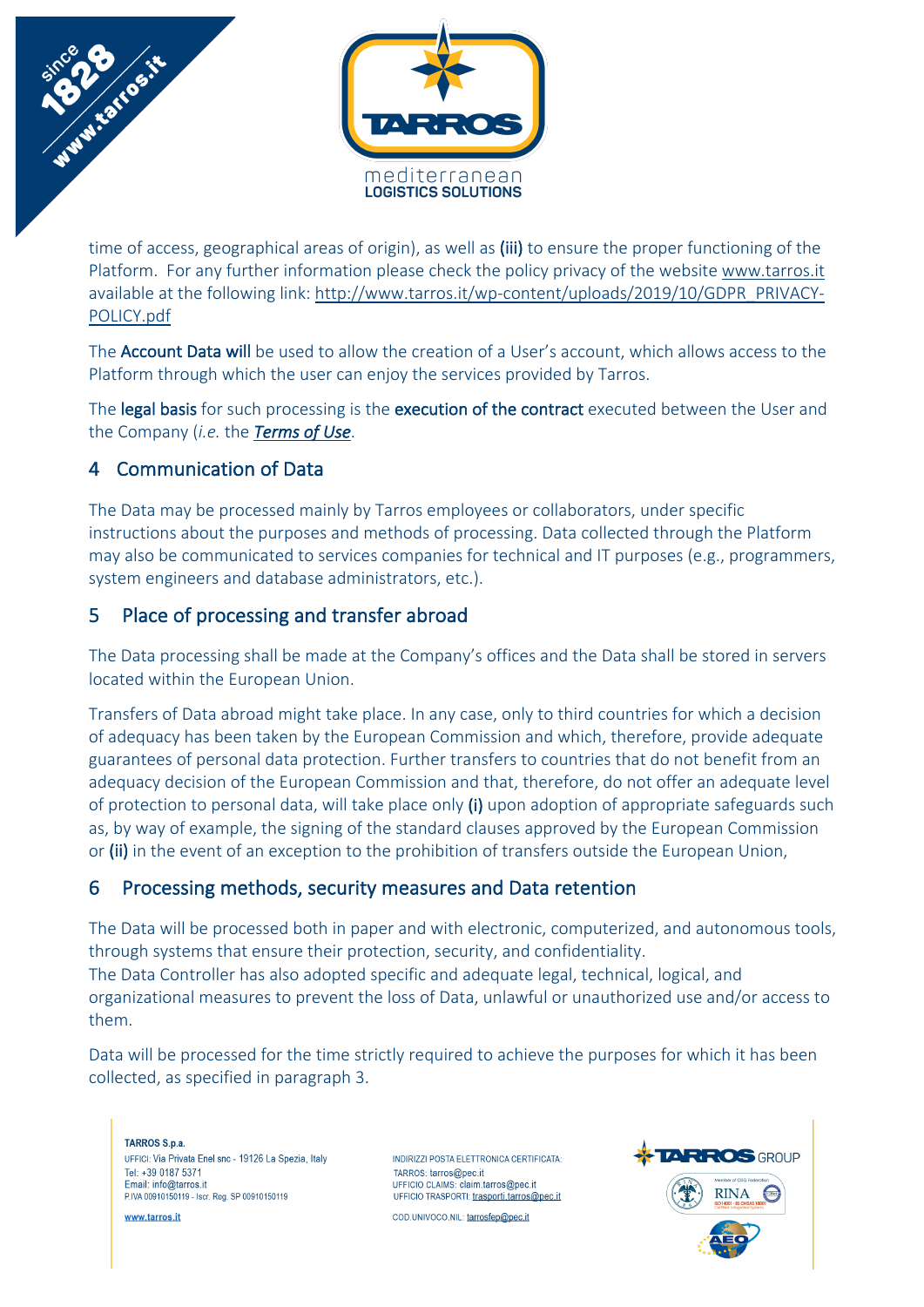time of access, geographical areas of origin), as well as **(iii)** to ensure the proper functioning of the Platform. For any further information please check the policy privacy of the website www.tarros.it available at the following link: http://www.tarros.it/wp-content/uploads/2019/10/GDPR_PRIVACY-POLICY.pdf

The **Account Data will** be used to allow the creation of a User's account, which allows access to the Platform through which the user can enjoy the services provided by Tarros.

The **legal basis** for such processing is the **execution of the contract** executed between the User and the Company (*i.e.* the ***Terms of Use***.

## 4 Communication of Data

The Data may be processed mainly by Tarros employees or collaborators, under specific instructions about the purposes and methods of processing. Data collected through the Platform may also be communicated to services companies for technical and IT purposes (e.g., programmers, system engineers and database administrators, etc.).

## 5 Place of processing and transfer abroad

The Data processing shall be made at the Company's offices and the Data shall be stored in servers located within the European Union.

Transfers of Data abroad might take place. In any case, only to third countries for which a decision of adequacy has been taken by the European Commission and which, therefore, provide adequate guarantees of personal data protection. Further transfers to countries that do not benefit from an adequacy decision of the European Commission and that, therefore, do not offer an adequate level of protection to personal data, will take place only **(i)** upon adoption of appropriate safeguards such as, by way of example, the signing of the standard clauses approved by the European Commission or **(ii)** in the event of an exception to the prohibition of transfers outside the European Union,

## 6 Processing methods, security measures and Data retention

The Data will be processed both in paper and with electronic, computerized, and autonomous tools, through systems that ensure their protection, security, and confidentiality.
The Data Controller has also adopted specific and adequate legal, technical, logical, and organizational measures to prevent the loss of Data, unlawful or unauthorized use and/or access to them.

Data will be processed for the time strictly required to achieve the purposes for which it has been collected, as specified in paragraph 3.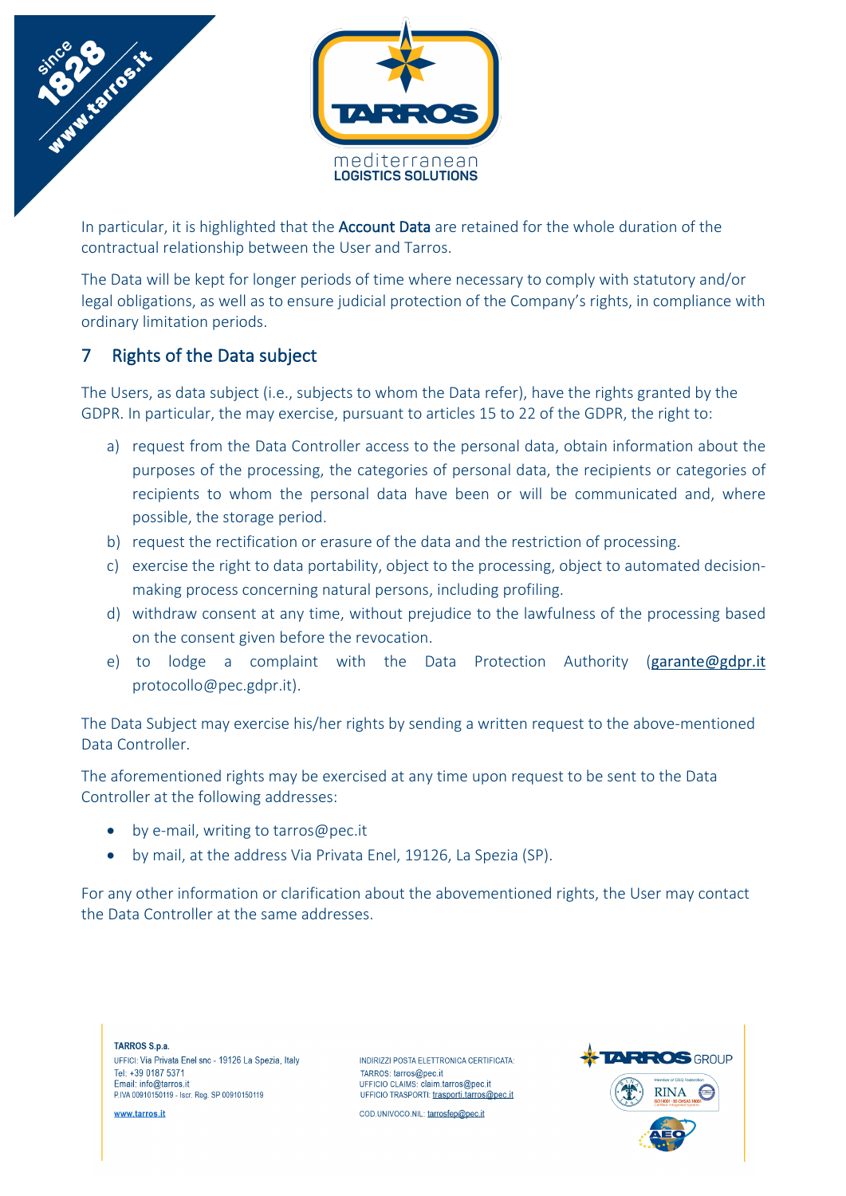In particular, it is highlighted that the **Account Data** are retained for the whole duration of the contractual relationship between the User and Tarros.

The Data will be kept for longer periods of time where necessary to comply with statutory and/or legal obligations, as well as to ensure judicial protection of the Company's rights, in compliance with ordinary limitation periods.

## 7 Rights of the Data subject

The Users, as data subject (i.e., subjects to whom the Data refer), have the rights granted by the GDPR. In particular, the may exercise, pursuant to articles 15 to 22 of the GDPR, the right to:

a) request from the Data Controller access to the personal data, obtain information about the purposes of the processing, the categories of personal data, the recipients or categories of recipients to whom the personal data have been or will be communicated and, where possible, the storage period.

b) request the rectification or erasure of the data and the restriction of processing.

c) exercise the right to data portability, object to the processing, object to automated decision-making process concerning natural persons, including profiling.

d) withdraw consent at any time, without prejudice to the lawfulness of the processing based on the consent given before the revocation.

e) to lodge a complaint with the Data Protection Authority (garante@gdpr.it protocollo@pec.gdpr.it).

The Data Subject may exercise his/her rights by sending a written request to the above-mentioned Data Controller.

The aforementioned rights may be exercised at any time upon request to be sent to the Data Controller at the following addresses:

- by e-mail, writing to tarros@pec.it
- by mail, at the address Via Privata Enel, 19126, La Spezia (SP).

For any other information or clarification about the abovementioned rights, the User may contact the Data Controller at the same addresses.